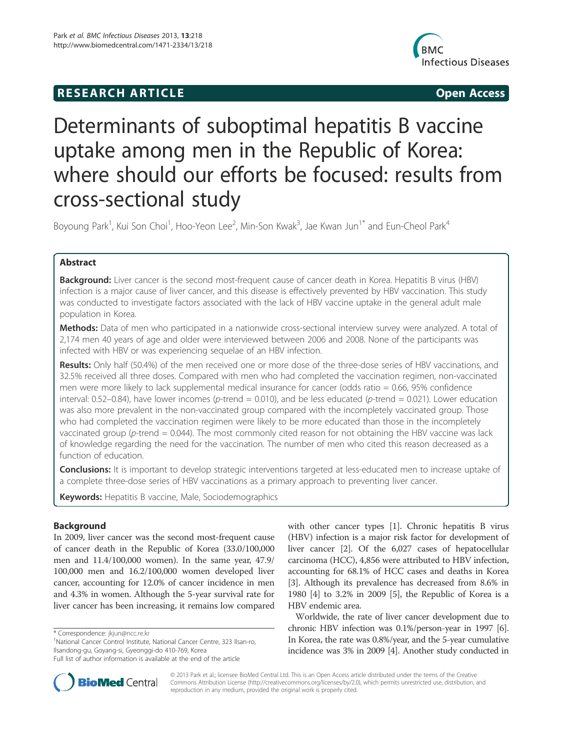**RESEARCH ARTICLE** **Open Access**

# Determinants of suboptimal hepatitis B vaccine uptake among men in the Republic of Korea: where should our efforts be focused: results from cross-sectional study

Boyoung Park[1], Kui Son Choi[1], Hoo-Yeon Lee[2], Min-Son Kwak[3], Jae Kwan Jun[1*] and Eun-Cheol Park[4]

## Abstract

**Background:** Liver cancer is the second most-frequent cause of cancer death in Korea. Hepatitis B virus (HBV) infection is a major cause of liver cancer, and this disease is effectively prevented by HBV vaccination. This study was conducted to investigate factors associated with the lack of HBV vaccine uptake in the general adult male population in Korea.

**Methods:** Data of men who participated in a nationwide cross-sectional interview survey were analyzed. A total of 2,174 men 40 years of age and older were interviewed between 2006 and 2008. None of the participants was infected with HBV or was experiencing sequelae of an HBV infection.

**Results:** Only half (50.4%) of the men received one or more dose of the three-dose series of HBV vaccinations, and 32.5% received all three doses. Compared with men who had completed the vaccination regimen, non-vaccinated men were more likely to lack supplemental medical insurance for cancer (odds ratio = 0.66, 95% confidence interval: 0.52–0.84), have lower incomes (*p*-trend = 0.010), and be less educated (*p*-trend = 0.021). Lower education was also more prevalent in the non-vaccinated group compared with the incompletely vaccinated group. Those who had completed the vaccination regimen were likely to be more educated than those in the incompletely vaccinated group (*p*-trend = 0.044). The most commonly cited reason for not obtaining the HBV vaccine was lack of knowledge regarding the need for the vaccination. The number of men who cited this reason decreased as a function of education.

**Conclusions:** It is important to develop strategic interventions targeted at less-educated men to increase uptake of a complete three-dose series of HBV vaccinations as a primary approach to preventing liver cancer.

**Keywords:** Hepatitis B vaccine, Male, Sociodemographics

## Background

In 2009, liver cancer was the second most-frequent cause of cancer death in the Republic of Korea (33.0/100,000 men and 11.4/100,000 women). In the same year, 47.9/100,000 men and 16.2/100,000 women developed liver cancer, accounting for 12.0% of cancer incidence in men and 4.3% in women. Although the 5-year survival rate for liver cancer has been increasing, it remains low compared with other cancer types [1]. Chronic hepatitis B virus (HBV) infection is a major risk factor for development of liver cancer [2]. Of the 6,027 cases of hepatocellular carcinoma (HCC), 4,856 were attributed to HBV infection, accounting for 68.1% of HCC cases and deaths in Korea [3]. Although its prevalence has decreased from 8.6% in 1980 [4] to 3.2% in 2009 [5], the Republic of Korea is a HBV endemic area.

Worldwide, the rate of liver cancer development due to chronic HBV infection was 0.1%/person-year in 1997 [6]. In Korea, the rate was 0.8%/year, and the 5-year cumulative incidence was 3% in 2009 [4]. Another study conducted in

\* Correspondence: jkjun@ncc.re.kr
[1]National Cancer Control Institute, National Cancer Centre, 323 Ilsan-ro, Ilsandong-gu, Goyang-si, Gyeonggi-do 410-769, Korea
Full list of author information is available at the end of the article

© 2013 Park et al.; licensee BioMed Central Ltd. This is an Open Access article distributed under the terms of the Creative Commons Attribution License (http://creativecommons.org/licenses/by/2.0), which permits unrestricted use, distribution, and reproduction in any medium, provided the original work is properly cited.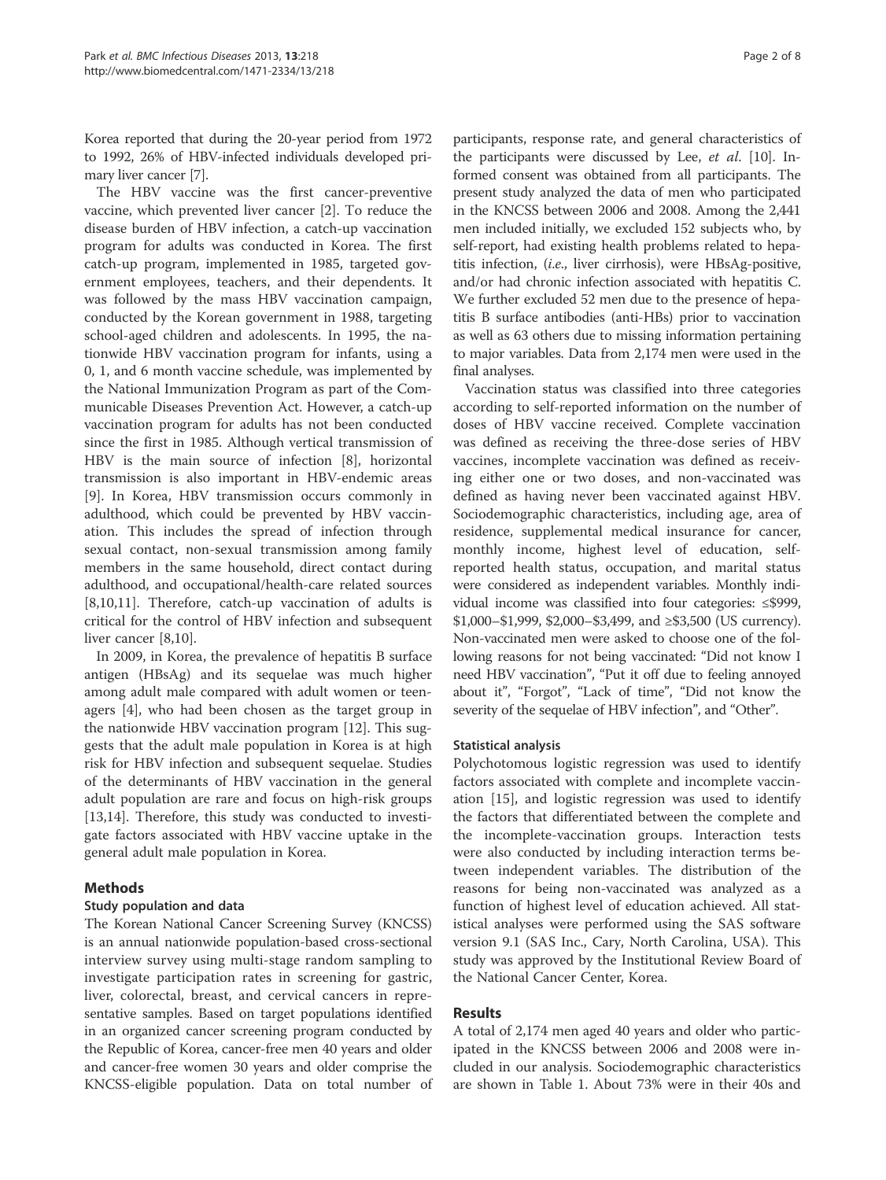Korea reported that during the 20-year period from 1972 to 1992, 26% of HBV-infected individuals developed primary liver cancer [7].

The HBV vaccine was the first cancer-preventive vaccine, which prevented liver cancer [2]. To reduce the disease burden of HBV infection, a catch-up vaccination program for adults was conducted in Korea. The first catch-up program, implemented in 1985, targeted government employees, teachers, and their dependents. It was followed by the mass HBV vaccination campaign, conducted by the Korean government in 1988, targeting school-aged children and adolescents. In 1995, the nationwide HBV vaccination program for infants, using a 0, 1, and 6 month vaccine schedule, was implemented by the National Immunization Program as part of the Communicable Diseases Prevention Act. However, a catch-up vaccination program for adults has not been conducted since the first in 1985. Although vertical transmission of HBV is the main source of infection [8], horizontal transmission is also important in HBV-endemic areas [9]. In Korea, HBV transmission occurs commonly in adulthood, which could be prevented by HBV vaccination. This includes the spread of infection through sexual contact, non-sexual transmission among family members in the same household, direct contact during adulthood, and occupational/health-care related sources [8,10,11]. Therefore, catch-up vaccination of adults is critical for the control of HBV infection and subsequent liver cancer [8,10].

In 2009, in Korea, the prevalence of hepatitis B surface antigen (HBsAg) and its sequelae was much higher among adult male compared with adult women or teenagers [4], who had been chosen as the target group in the nationwide HBV vaccination program [12]. This suggests that the adult male population in Korea is at high risk for HBV infection and subsequent sequelae. Studies of the determinants of HBV vaccination in the general adult population are rare and focus on high-risk groups [13,14]. Therefore, this study was conducted to investigate factors associated with HBV vaccine uptake in the general adult male population in Korea.

## Methods

### Study population and data

The Korean National Cancer Screening Survey (KNCSS) is an annual nationwide population-based cross-sectional interview survey using multi-stage random sampling to investigate participation rates in screening for gastric, liver, colorectal, breast, and cervical cancers in representative samples. Based on target populations identified in an organized cancer screening program conducted by the Republic of Korea, cancer-free men 40 years and older and cancer-free women 30 years and older comprise the KNCSS-eligible population. Data on total number of participants, response rate, and general characteristics of the participants were discussed by Lee, *et al*. [10]. Informed consent was obtained from all participants. The present study analyzed the data of men who participated in the KNCSS between 2006 and 2008. Among the 2,441 men included initially, we excluded 152 subjects who, by self-report, had existing health problems related to hepatitis infection, (*i.e.*, liver cirrhosis), were HBsAg-positive, and/or had chronic infection associated with hepatitis C. We further excluded 52 men due to the presence of hepatitis B surface antibodies (anti-HBs) prior to vaccination as well as 63 others due to missing information pertaining to major variables. Data from 2,174 men were used in the final analyses.

Vaccination status was classified into three categories according to self-reported information on the number of doses of HBV vaccine received. Complete vaccination was defined as receiving the three-dose series of HBV vaccines, incomplete vaccination was defined as receiving either one or two doses, and non-vaccinated was defined as having never been vaccinated against HBV. Sociodemographic characteristics, including age, area of residence, supplemental medical insurance for cancer, monthly income, highest level of education, self-reported health status, occupation, and marital status were considered as independent variables. Monthly individual income was classified into four categories: ≤$999, $1,000–$1,999, $2,000–$3,499, and ≥$3,500 (US currency). Non-vaccinated men were asked to choose one of the following reasons for not being vaccinated: "Did not know I need HBV vaccination", "Put it off due to feeling annoyed about it", "Forgot", "Lack of time", "Did not know the severity of the sequelae of HBV infection", and "Other".

### Statistical analysis

Polychotomous logistic regression was used to identify factors associated with complete and incomplete vaccination [15], and logistic regression was used to identify the factors that differentiated between the complete and the incomplete-vaccination groups. Interaction tests were also conducted by including interaction terms between independent variables. The distribution of the reasons for being non-vaccinated was analyzed as a function of highest level of education achieved. All statistical analyses were performed using the SAS software version 9.1 (SAS Inc., Cary, North Carolina, USA). This study was approved by the Institutional Review Board of the National Cancer Center, Korea.

## Results

A total of 2,174 men aged 40 years and older who participated in the KNCSS between 2006 and 2008 were included in our analysis. Sociodemographic characteristics are shown in Table 1. About 73% were in their 40s and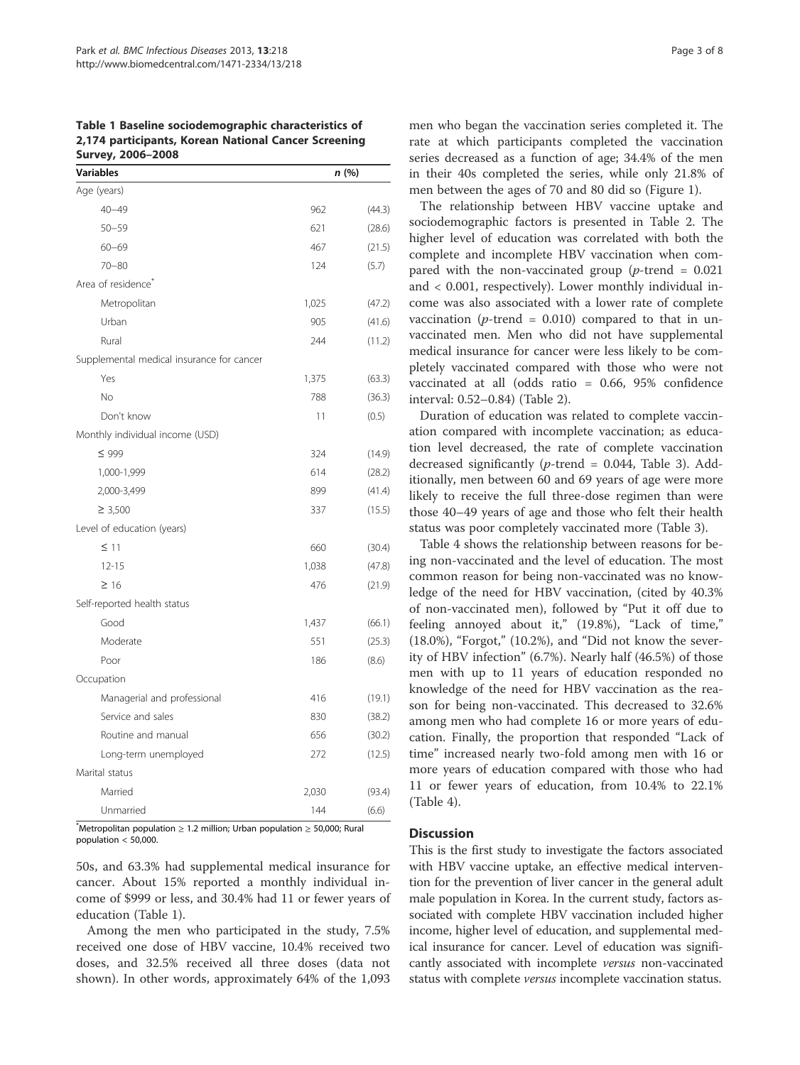**Table 1 Baseline sociodemographic characteristics of 2,174 participants, Korean National Cancer Screening Survey, 2006–2008**

| Variables | n | (%) |
|---|---|---|
| Age (years) | | |
| 40–49 | 962 | (44.3) |
| 50–59 | 621 | (28.6) |
| 60–69 | 467 | (21.5) |
| 70–80 | 124 | (5.7) |
| Area of residence* | | |
| Metropolitan | 1,025 | (47.2) |
| Urban | 905 | (41.6) |
| Rural | 244 | (11.2) |
| Supplemental medical insurance for cancer | | |
| Yes | 1,375 | (63.3) |
| No | 788 | (36.3) |
| Don't know | 11 | (0.5) |
| Monthly individual income (USD) | | |
| ≤ 999 | 324 | (14.9) |
| 1,000-1,999 | 614 | (28.2) |
| 2,000-3,499 | 899 | (41.4) |
| ≥ 3,500 | 337 | (15.5) |
| Level of education (years) | | |
| ≤ 11 | 660 | (30.4) |
| 12-15 | 1,038 | (47.8) |
| ≥ 16 | 476 | (21.9) |
| Self-reported health status | | |
| Good | 1,437 | (66.1) |
| Moderate | 551 | (25.3) |
| Poor | 186 | (8.6) |
| Occupation | | |
| Managerial and professional | 416 | (19.1) |
| Service and sales | 830 | (38.2) |
| Routine and manual | 656 | (30.2) |
| Long-term unemployed | 272 | (12.5) |
| Marital status | | |
| Married | 2,030 | (93.4) |
| Unmarried | 144 | (6.6) |

*Metropolitan population ≥ 1.2 million; Urban population ≥ 50,000; Rural population < 50,000.

50s, and 63.3% had supplemental medical insurance for cancer. About 15% reported a monthly individual income of $999 or less, and 30.4% had 11 or fewer years of education (Table 1).

Among the men who participated in the study, 7.5% received one dose of HBV vaccine, 10.4% received two doses, and 32.5% received all three doses (data not shown). In other words, approximately 64% of the 1,093 men who began the vaccination series completed it. The rate at which participants completed the vaccination series decreased as a function of age; 34.4% of the men in their 40s completed the series, while only 21.8% of men between the ages of 70 and 80 did so (Figure 1).

The relationship between HBV vaccine uptake and sociodemographic factors is presented in Table 2. The higher level of education was correlated with both the complete and incomplete HBV vaccination when compared with the non-vaccinated group ($p$-trend = 0.021 and < 0.001, respectively). Lower monthly individual income was also associated with a lower rate of complete vaccination ($p$-trend = 0.010) compared to that in unvaccinated men. Men who did not have supplemental medical insurance for cancer were less likely to be completely vaccinated compared with those who were not vaccinated at all (odds ratio = 0.66, 95% confidence interval: 0.52–0.84) (Table 2).

Duration of education was related to complete vaccination compared with incomplete vaccination; as education level decreased, the rate of complete vaccination decreased significantly ($p$-trend = 0.044, Table 3). Additionally, men between 60 and 69 years of age were more likely to receive the full three-dose regimen than were those 40–49 years of age and those who felt their health status was poor completely vaccinated more (Table 3).

Table 4 shows the relationship between reasons for being non-vaccinated and the level of education. The most common reason for being non-vaccinated was no knowledge of the need for HBV vaccination, (cited by 40.3% of non-vaccinated men), followed by "Put it off due to feeling annoyed about it," (19.8%), "Lack of time," (18.0%), "Forgot," (10.2%), and "Did not know the severity of HBV infection" (6.7%). Nearly half (46.5%) of those men with up to 11 years of education responded no knowledge of the need for HBV vaccination as the reason for being non-vaccinated. This decreased to 32.6% among men who had complete 16 or more years of education. Finally, the proportion that responded "Lack of time" increased nearly two-fold among men with 16 or more years of education compared with those who had 11 or fewer years of education, from 10.4% to 22.1% (Table 4).

## Discussion

This is the first study to investigate the factors associated with HBV vaccine uptake, an effective medical intervention for the prevention of liver cancer in the general adult male population in Korea. In the current study, factors associated with complete HBV vaccination included higher income, higher level of education, and supplemental medical insurance for cancer. Level of education was significantly associated with incomplete *versus* non-vaccinated status with complete *versus* incomplete vaccination status.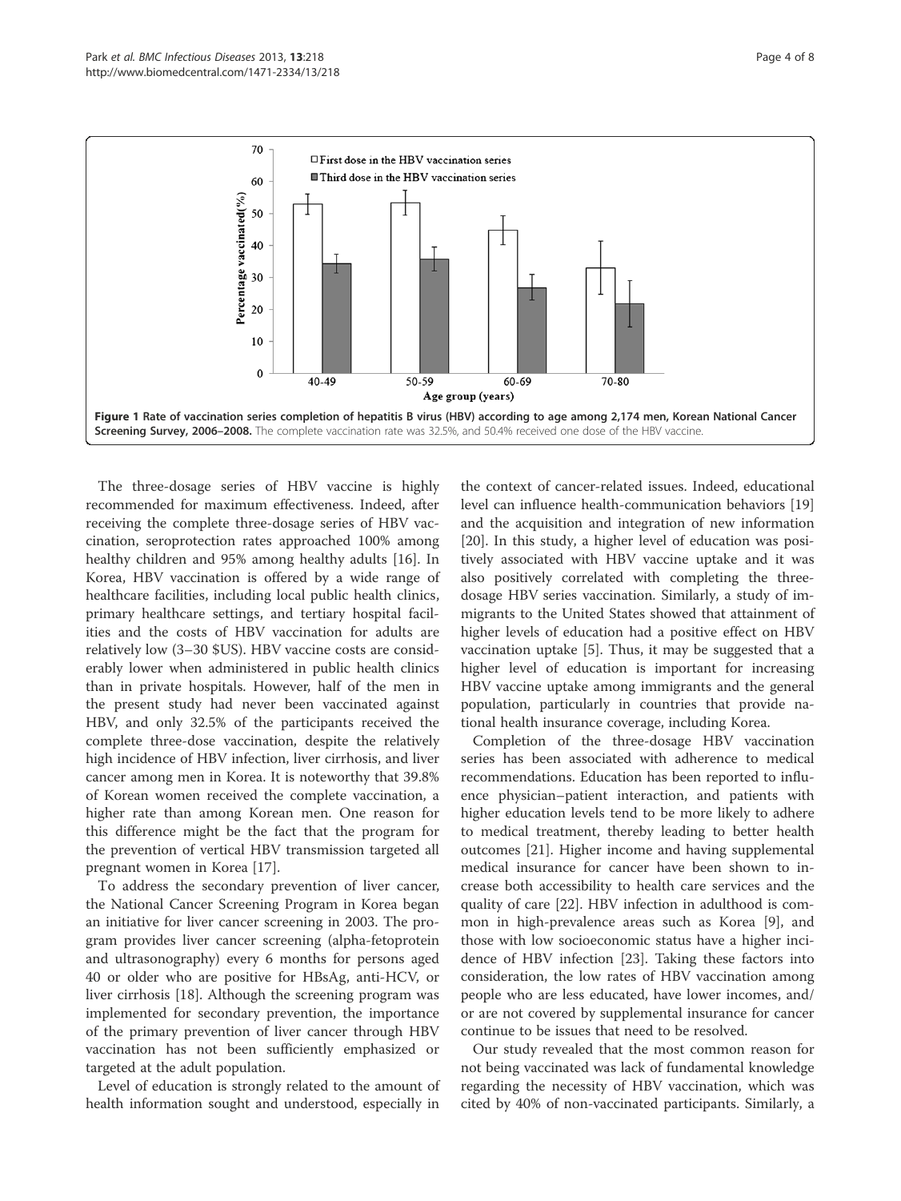**Figure 1 Rate of vaccination series completion of hepatitis B virus (HBV) according to age among 2,174 men, Korean National Cancer Screening Survey, 2006–2008.** The complete vaccination rate was 32.5%, and 50.4% received one dose of the HBV vaccine.

The three-dosage series of HBV vaccine is highly recommended for maximum effectiveness. Indeed, after receiving the complete three-dosage series of HBV vaccination, seroprotection rates approached 100% among healthy children and 95% among healthy adults [16]. In Korea, HBV vaccination is offered by a wide range of healthcare facilities, including local public health clinics, primary healthcare settings, and tertiary hospital facilities and the costs of HBV vaccination for adults are relatively low (3–30 $US). HBV vaccine costs are considerably lower when administered in public health clinics than in private hospitals. However, half of the men in the present study had never been vaccinated against HBV, and only 32.5% of the participants received the complete three-dose vaccination, despite the relatively high incidence of HBV infection, liver cirrhosis, and liver cancer among men in Korea. It is noteworthy that 39.8% of Korean women received the complete vaccination, a higher rate than among Korean men. One reason for this difference might be the fact that the program for the prevention of vertical HBV transmission targeted all pregnant women in Korea [17].

To address the secondary prevention of liver cancer, the National Cancer Screening Program in Korea began an initiative for liver cancer screening in 2003. The program provides liver cancer screening (alpha-fetoprotein and ultrasonography) every 6 months for persons aged 40 or older who are positive for HBsAg, anti-HCV, or liver cirrhosis [18]. Although the screening program was implemented for secondary prevention, the importance of the primary prevention of liver cancer through HBV vaccination has not been sufficiently emphasized or targeted at the adult population.

Level of education is strongly related to the amount of health information sought and understood, especially in the context of cancer-related issues. Indeed, educational level can influence health-communication behaviors [19] and the acquisition and integration of new information [20]. In this study, a higher level of education was positively associated with HBV vaccine uptake and it was also positively correlated with completing the three-dosage HBV series vaccination. Similarly, a study of immigrants to the United States showed that attainment of higher levels of education had a positive effect on HBV vaccination uptake [5]. Thus, it may be suggested that a higher level of education is important for increasing HBV vaccine uptake among immigrants and the general population, particularly in countries that provide national health insurance coverage, including Korea.

Completion of the three-dosage HBV vaccination series has been associated with adherence to medical recommendations. Education has been reported to influence physician–patient interaction, and patients with higher education levels tend to be more likely to adhere to medical treatment, thereby leading to better health outcomes [21]. Higher income and having supplemental medical insurance for cancer have been shown to increase both accessibility to health care services and the quality of care [22]. HBV infection in adulthood is common in high-prevalence areas such as Korea [9], and those with low socioeconomic status have a higher incidence of HBV infection [23]. Taking these factors into consideration, the low rates of HBV vaccination among people who are less educated, have lower incomes, and/or are not covered by supplemental insurance for cancer continue to be issues that need to be resolved.

Our study revealed that the most common reason for not being vaccinated was lack of fundamental knowledge regarding the necessity of HBV vaccination, which was cited by 40% of non-vaccinated participants. Similarly, a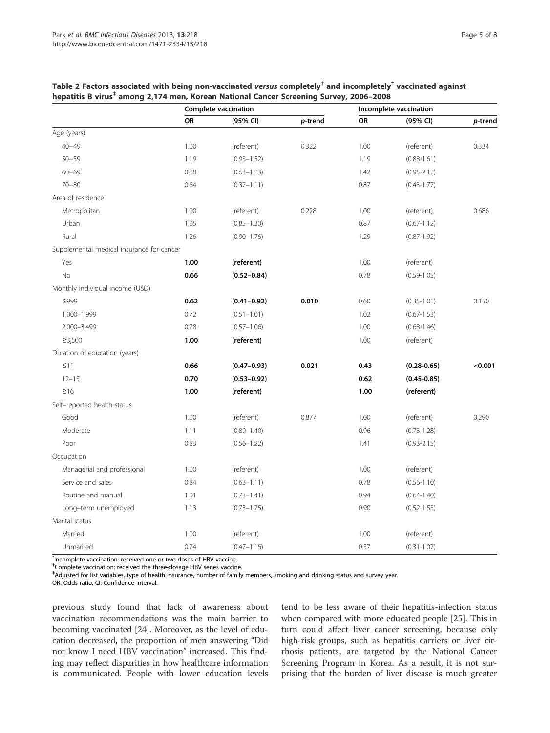**Table 2 Factors associated with being non-vaccinated *versus* completely[†] and incompletely[*] vaccinated against hepatitis B virus[‡] among 2,174 men, Korean National Cancer Screening Survey, 2006–2008**

| | Complete vaccination | | | Incomplete vaccination | | |
|---|---|---|---|---|---|---|
| | OR | (95% CI) | *p*-trend | OR | (95% CI) | *p*-trend |
| Age (years) | | | | | | |
| 40–49 | 1.00 | (referent) | 0.322 | 1.00 | (referent) | 0.334 |
| 50–59 | 1.19 | (0.93–1.52) | | 1.19 | (0.88-1.61) | |
| 60–69 | 0.88 | (0.63–1.23) | | 1.42 | (0.95-2.12) | |
| 70–80 | 0.64 | (0.37–1.11) | | 0.87 | (0.43-1.77) | |
| Area of residence | | | | | | |
| Metropolitan | 1.00 | (referent) | 0.228 | 1.00 | (referent) | 0.686 |
| Urban | 1.05 | (0.85–1.30) | | 0.87 | (0.67-1.12) | |
| Rural | 1.26 | (0.90–1.76) | | 1.29 | (0.87-1.92) | |
| Supplemental medical insurance for cancer | | | | | | |
| Yes | **1.00** | **(referent)** | | 1.00 | (referent) | |
| No | **0.66** | **(0.52–0.84)** | | 0.78 | (0.59-1.05) | |
| Monthly individual income (USD) | | | | | | |
| ≤999 | **0.62** | **(0.41–0.92)** | **0.010** | 0.60 | (0.35-1.01) | 0.150 |
| 1,000–1,999 | 0.72 | (0.51–1.01) | | 1.02 | (0.67-1.53) | |
| 2,000–3,499 | 0.78 | (0.57–1.06) | | 1.00 | (0.68-1.46) | |
| ≥3,500 | **1.00** | **(referent)** | | 1.00 | (referent) | |
| Duration of education (years) | | | | | | |
| ≤11 | **0.66** | **(0.47–0.93)** | **0.021** | **0.43** | **(0.28-0.65)** | **<0.001** |
| 12–15 | **0.70** | **(0.53–0.92)** | | **0.62** | **(0.45-0.85)** | |
| ≥16 | **1.00** | **(referent)** | | **1.00** | **(referent)** | |
| Self–reported health status | | | | | | |
| Good | 1.00 | (referent) | 0.877 | 1.00 | (referent) | 0.290 |
| Moderate | 1.11 | (0.89–1.40) | | 0.96 | (0.73-1.28) | |
| Poor | 0.83 | (0.56–1.22) | | 1.41 | (0.93-2.15) | |
| Occupation | | | | | | |
| Managerial and professional | 1.00 | (referent) | | 1.00 | (referent) | |
| Service and sales | 0.84 | (0.63–1.11) | | 0.78 | (0.56-1.10) | |
| Routine and manual | 1.01 | (0.73–1.41) | | 0.94 | (0.64-1.40) | |
| Long–term unemployed | 1.13 | (0.73–1.75) | | 0.90 | (0.52-1.55) | |
| Marital status | | | | | | |
| Married | 1.00 | (referent) | | 1.00 | (referent) | |
| Unmarried | 0.74 | (0.47–1.16) | | 0.57 | (0.31-1.07) | |

[*]Incomplete vaccination: received one or two doses of HBV vaccine.
[†]Complete vaccination: received the three-dosage HBV series vaccine.
[‡]Adjusted for list variables, type of health insurance, number of family members, smoking and drinking status and survey year.
OR: Odds ratio, CI: Confidence interval.

previous study found that lack of awareness about vaccination recommendations was the main barrier to becoming vaccinated [24]. Moreover, as the level of education decreased, the proportion of men answering "Did not know I need HBV vaccination" increased. This finding may reflect disparities in how healthcare information is communicated. People with lower education levels tend to be less aware of their hepatitis-infection status when compared with more educated people [25]. This in turn could affect liver cancer screening, because only high-risk groups, such as hepatitis carriers or liver cirrhosis patients, are targeted by the National Cancer Screening Program in Korea. As a result, it is not surprising that the burden of liver disease is much greater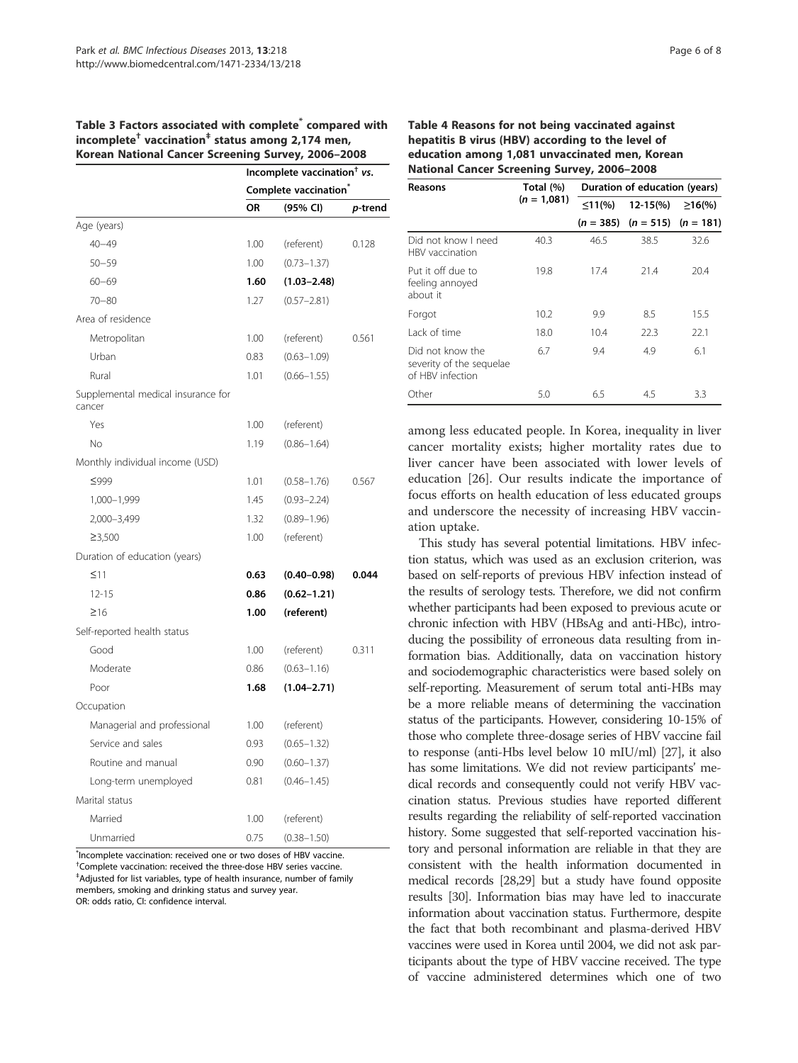**Table 3 Factors associated with complete[*] compared with incomplete[†] vaccination[‡] status among 2,174 men, Korean National Cancer Screening Survey, 2006–2008**

| | Incomplete vaccination[†] vs. Complete vaccination[*] | | |
|---|---|---|---|
| | **OR** | **(95% CI)** | ***p*-trend** |
| Age (years) | | | |
| 40–49 | 1.00 | (referent) | 0.128 |
| 50–59 | 1.00 | (0.73–1.37) | |
| 60–69 | **1.60** | **(1.03–2.48)** | |
| 70–80 | 1.27 | (0.57–2.81) | |
| Area of residence | | | |
| Metropolitan | 1.00 | (referent) | 0.561 |
| Urban | 0.83 | (0.63–1.09) | |
| Rural | 1.01 | (0.66–1.55) | |
| Supplemental medical insurance for cancer | | | |
| Yes | 1.00 | (referent) | |
| No | 1.19 | (0.86–1.64) | |
| Monthly individual income (USD) | | | |
| ≤999 | 1.01 | (0.58–1.76) | 0.567 |
| 1,000–1,999 | 1.45 | (0.93–2.24) | |
| 2,000–3,499 | 1.32 | (0.89–1.96) | |
| ≥3,500 | 1.00 | (referent) | |
| Duration of education (years) | | | |
| ≤11 | **0.63** | **(0.40–0.98)** | **0.044** |
| 12-15 | **0.86** | **(0.62–1.21)** | |
| ≥16 | **1.00** | **(referent)** | |
| Self-reported health status | | | |
| Good | 1.00 | (referent) | 0.311 |
| Moderate | 0.86 | (0.63–1.16) | |
| Poor | **1.68** | **(1.04–2.71)** | |
| Occupation | | | |
| Managerial and professional | 1.00 | (referent) | |
| Service and sales | 0.93 | (0.65–1.32) | |
| Routine and manual | 0.90 | (0.60–1.37) | |
| Long-term unemployed | 0.81 | (0.46–1.45) | |
| Marital status | | | |
| Married | 1.00 | (referent) | |
| Unmarried | 0.75 | (0.38–1.50) | |

[*]Incomplete vaccination: received one or two doses of HBV vaccine.
[†]Complete vaccination: received the three-dose HBV series vaccine.
[‡]Adjusted for list variables, type of health insurance, number of family members, smoking and drinking status and survey year.
OR: odds ratio, CI: confidence interval.

**Table 4 Reasons for not being vaccinated against hepatitis B virus (HBV) according to the level of education among 1,081 unvaccinated men, Korean National Cancer Screening Survey, 2006–2008**

| Reasons | Total (%) (*n* = 1,081) | Duration of education (years) | | |
|---|---|---|---|---|
| | | ≤11(%) (*n* = 385) | 12-15(%) (*n* = 515) | ≥16(%) (*n* = 181) |
| Did not know I need HBV vaccination | 40.3 | 46.5 | 38.5 | 32.6 |
| Put it off due to feeling annoyed about it | 19.8 | 17.4 | 21.4 | 20.4 |
| Forgot | 10.2 | 9.9 | 8.5 | 15.5 |
| Lack of time | 18.0 | 10.4 | 22.3 | 22.1 |
| Did not know the severity of the sequelae of HBV infection | 6.7 | 9.4 | 4.9 | 6.1 |
| Other | 5.0 | 6.5 | 4.5 | 3.3 |

among less educated people. In Korea, inequality in liver cancer mortality exists; higher mortality rates due to liver cancer have been associated with lower levels of education [26]. Our results indicate the importance of focus efforts on health education of less educated groups and underscore the necessity of increasing HBV vaccination uptake.

This study has several potential limitations. HBV infection status, which was used as an exclusion criterion, was based on self-reports of previous HBV infection instead of the results of serology tests. Therefore, we did not confirm whether participants had been exposed to previous acute or chronic infection with HBV (HBsAg and anti-HBc), introducing the possibility of erroneous data resulting from information bias. Additionally, data on vaccination history and sociodemographic characteristics were based solely on self-reporting. Measurement of serum total anti-HBs may be a more reliable means of determining the vaccination status of the participants. However, considering 10-15% of those who complete three-dosage series of HBV vaccine fail to response (anti-Hbs level below 10 mIU/ml) [27], it also has some limitations. We did not review participants' medical records and consequently could not verify HBV vaccination status. Previous studies have reported different results regarding the reliability of self-reported vaccination history. Some suggested that self-reported vaccination history and personal information are reliable in that they are consistent with the health information documented in medical records [28,29] but a study have found opposite results [30]. Information bias may have led to inaccurate information about vaccination status. Furthermore, despite the fact that both recombinant and plasma-derived HBV vaccines were used in Korea until 2004, we did not ask participants about the type of HBV vaccine received. The type of vaccine administered determines which one of two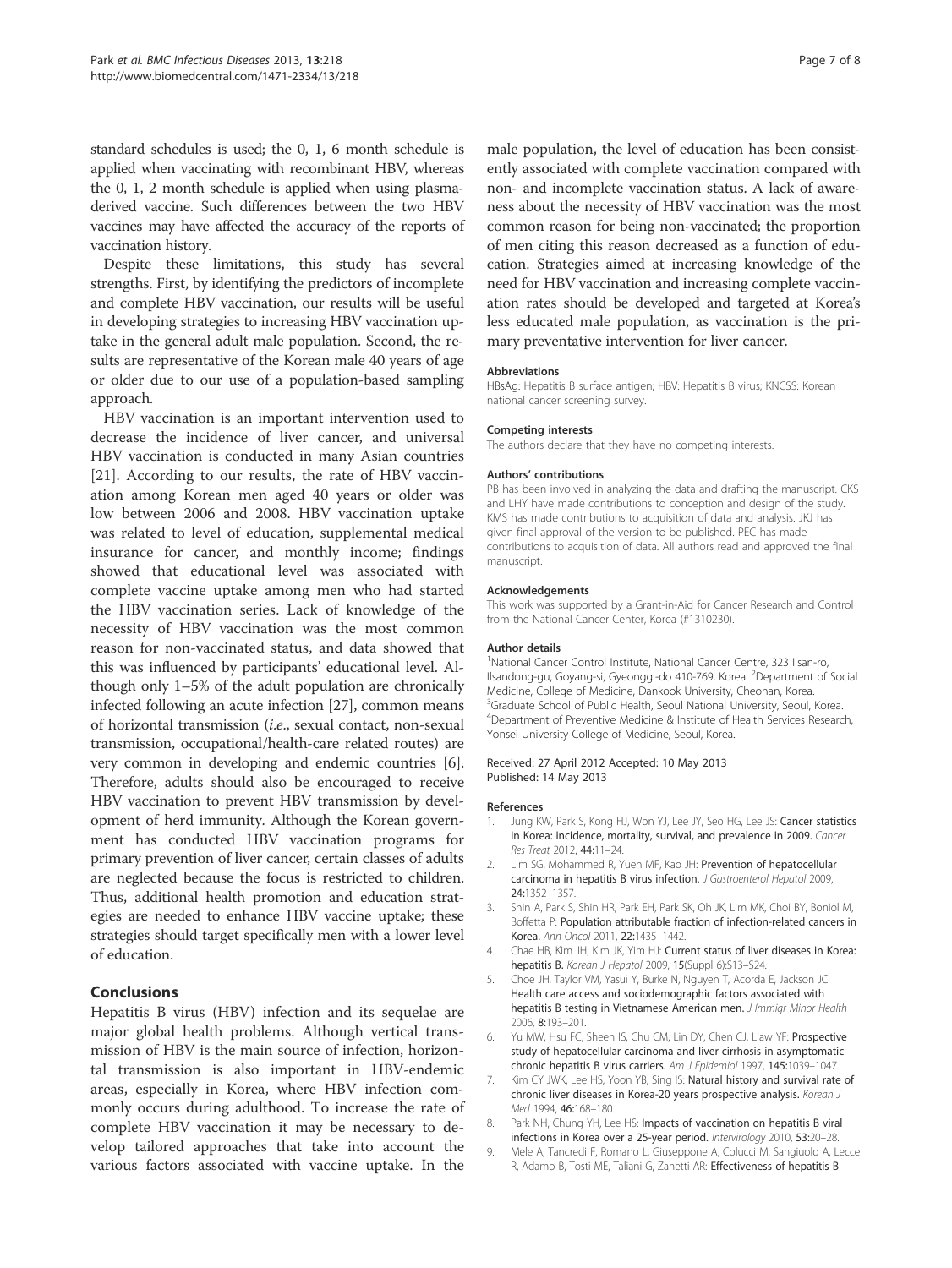standard schedules is used; the 0, 1, 6 month schedule is applied when vaccinating with recombinant HBV, whereas the 0, 1, 2 month schedule is applied when using plasma-derived vaccine. Such differences between the two HBV vaccines may have affected the accuracy of the reports of vaccination history.

Despite these limitations, this study has several strengths. First, by identifying the predictors of incomplete and complete HBV vaccination, our results will be useful in developing strategies to increasing HBV vaccination uptake in the general adult male population. Second, the results are representative of the Korean male 40 years of age or older due to our use of a population-based sampling approach.

HBV vaccination is an important intervention used to decrease the incidence of liver cancer, and universal HBV vaccination is conducted in many Asian countries [21]. According to our results, the rate of HBV vaccination among Korean men aged 40 years or older was low between 2006 and 2008. HBV vaccination uptake was related to level of education, supplemental medical insurance for cancer, and monthly income; findings showed that educational level was associated with complete vaccine uptake among men who had started the HBV vaccination series. Lack of knowledge of the necessity of HBV vaccination was the most common reason for non-vaccinated status, and data showed that this was influenced by participants' educational level. Although only 1–5% of the adult population are chronically infected following an acute infection [27], common means of horizontal transmission (*i.e.*, sexual contact, non-sexual transmission, occupational/health-care related routes) are very common in developing and endemic countries [6]. Therefore, adults should also be encouraged to receive HBV vaccination to prevent HBV transmission by development of herd immunity. Although the Korean government has conducted HBV vaccination programs for primary prevention of liver cancer, certain classes of adults are neglected because the focus is restricted to children. Thus, additional health promotion and education strategies are needed to enhance HBV vaccine uptake; these strategies should target specifically men with a lower level of education.

## Conclusions

Hepatitis B virus (HBV) infection and its sequelae are major global health problems. Although vertical transmission of HBV is the main source of infection, horizontal transmission is also important in HBV-endemic areas, especially in Korea, where HBV infection commonly occurs during adulthood. To increase the rate of complete HBV vaccination it may be necessary to develop tailored approaches that take into account the various factors associated with vaccine uptake. In the male population, the level of education has been consistently associated with complete vaccination compared with non- and incomplete vaccination status. A lack of awareness about the necessity of HBV vaccination was the most common reason for being non-vaccinated; the proportion of men citing this reason decreased as a function of education. Strategies aimed at increasing knowledge of the need for HBV vaccination and increasing complete vaccination rates should be developed and targeted at Korea's less educated male population, as vaccination is the primary preventative intervention for liver cancer.

#### Abbreviations

HBsAg: Hepatitis B surface antigen; HBV: Hepatitis B virus; KNCSS: Korean national cancer screening survey.

#### Competing interests

The authors declare that they have no competing interests.

#### Authors' contributions

PB has been involved in analyzing the data and drafting the manuscript. CKS and LHY have made contributions to conception and design of the study. KMS has made contributions to acquisition of data and analysis. JKJ has given final approval of the version to be published. PEC has made contributions to acquisition of data. All authors read and approved the final manuscript.

#### Acknowledgements

This work was supported by a Grant-in-Aid for Cancer Research and Control from the National Cancer Center, Korea (#1310230).

#### Author details

[1]National Cancer Control Institute, National Cancer Centre, 323 Ilsan-ro, Ilsandong-gu, Goyang-si, Gyeonggi-do 410-769, Korea. [2]Department of Social Medicine, College of Medicine, Dankook University, Cheonan, Korea. [3]Graduate School of Public Health, Seoul National University, Seoul, Korea. [4]Department of Preventive Medicine & Institute of Health Services Research, Yonsei University College of Medicine, Seoul, Korea.

Received: 27 April 2012 Accepted: 10 May 2013
Published: 14 May 2013

#### References

1. Jung KW, Park S, Kong HJ, Won YJ, Lee JY, Seo HG, Lee JS: **Cancer statistics in Korea: incidence, mortality, survival, and prevalence in 2009.** *Cancer Res Treat* 2012, **44:**11–24.
2. Lim SG, Mohammed R, Yuen MF, Kao JH: **Prevention of hepatocellular carcinoma in hepatitis B virus infection.** *J Gastroenterol Hepatol* 2009, **24:**1352–1357.
3. Shin A, Park S, Shin HR, Park EH, Park SK, Oh JK, Lim MK, Choi BY, Boniol M, Boffetta P: **Population attributable fraction of infection-related cancers in Korea.** *Ann Oncol* 2011, **22:**1435–1442.
4. Chae HB, Kim JH, Kim JK, Yim HJ: **Current status of liver diseases in Korea: hepatitis B.** *Korean J Hepatol* 2009, **15**(Suppl 6):S13–S24.
5. Choe JH, Taylor VM, Yasui Y, Burke N, Nguyen T, Acorda E, Jackson JC: **Health care access and sociodemographic factors associated with hepatitis B testing in Vietnamese American men.** *J Immigr Minor Health* 2006, **8:**193–201.
6. Yu MW, Hsu FC, Sheen IS, Chu CM, Lin DY, Chen CJ, Liaw YF: **Prospective study of hepatocellular carcinoma and liver cirrhosis in asymptomatic chronic hepatitis B virus carriers.** *Am J Epidemiol* 1997, **145:**1039–1047.
7. Kim CY JWK, Lee HS, Yoon YB, Sing IS: **Natural history and survival rate of chronic liver diseases in Korea-20 years prospective analysis.** *Korean J Med* 1994, **46:**168–180.
8. Park NH, Chung YH, Lee HS: **Impacts of vaccination on hepatitis B viral infections in Korea over a 25-year period.** *Intervirology* 2010, **53:**20–28.
9. Mele A, Tancredi F, Romano L, Giuseppone A, Colucci M, Sangiuolo A, Lecce R, Adamo B, Tosti ME, Taliani G, Zanetti AR: **Effectiveness of hepatitis B**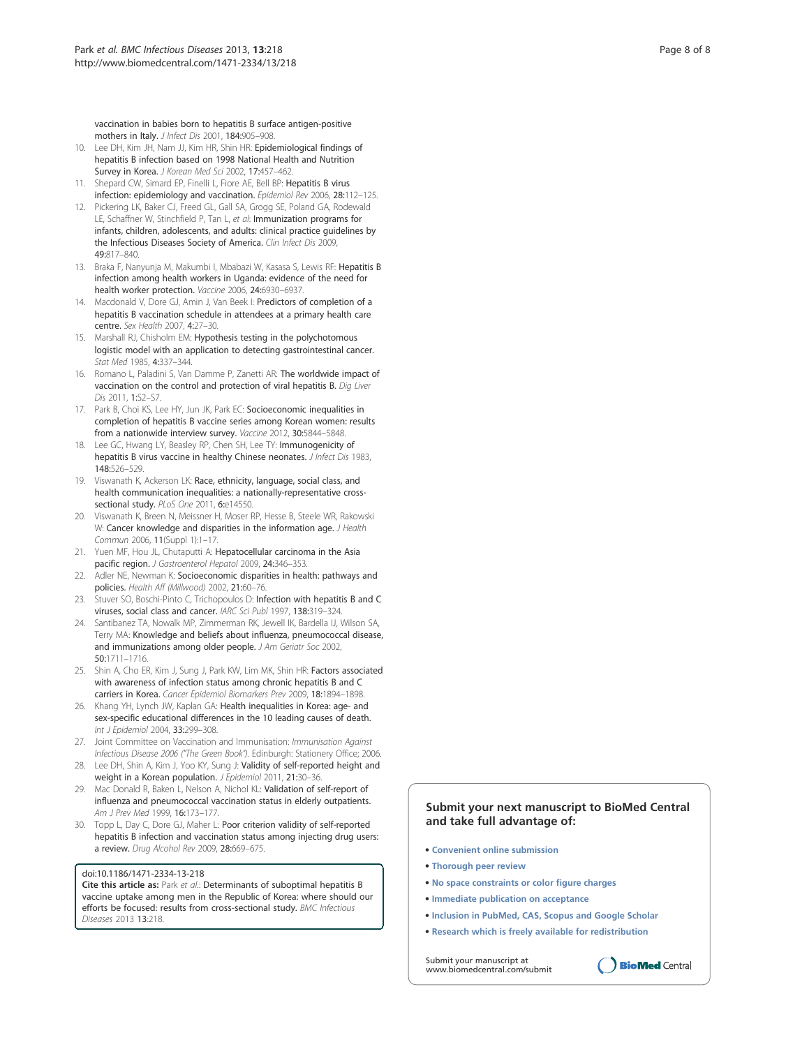vaccination in babies born to hepatitis B surface antigen-positive mothers in Italy. *J Infect Dis* 2001, **184:**905–908.

10. Lee DH, Kim JH, Nam JJ, Kim HR, Shin HR: **Epidemiological findings of hepatitis B infection based on 1998 National Health and Nutrition Survey in Korea.** *J Korean Med Sci* 2002, **17:**457–462.
11. Shepard CW, Simard EP, Finelli L, Fiore AE, Bell BP: **Hepatitis B virus infection: epidemiology and vaccination.** *Epidemiol Rev* 2006, **28:**112–125.
12. Pickering LK, Baker CJ, Freed GL, Gall SA, Grogg SE, Poland GA, Rodewald LE, Schaffner W, Stinchfield P, Tan L, *et al*: **Immunization programs for infants, children, adolescents, and adults: clinical practice guidelines by the Infectious Diseases Society of America.** *Clin Infect Dis* 2009, **49:**817–840.
13. Braka F, Nanyunja M, Makumbi I, Mbabazi W, Kasasa S, Lewis RF: **Hepatitis B infection among health workers in Uganda: evidence of the need for health worker protection.** *Vaccine* 2006, **24:**6930–6937.
14. Macdonald V, Dore GJ, Amin J, Van Beek I: **Predictors of completion of a hepatitis B vaccination schedule in attendees at a primary health care centre.** *Sex Health* 2007, **4:**27–30.
15. Marshall RJ, Chisholm EM: **Hypothesis testing in the polychotomous logistic model with an application to detecting gastrointestinal cancer.** *Stat Med* 1985, **4:**337–344.
16. Romano L, Paladini S, Van Damme P, Zanetti AR: **The worldwide impact of vaccination on the control and protection of viral hepatitis B.** *Dig Liver Dis* 2011, **1:**S2–S7.
17. Park B, Choi KS, Lee HY, Jun JK, Park EC: **Socioeconomic inequalities in completion of hepatitis B vaccine series among Korean women: results from a nationwide interview survey.** *Vaccine* 2012, **30:**5844–5848.
18. Lee GC, Hwang LY, Beasley RP, Chen SH, Lee TY: **Immunogenicity of hepatitis B virus vaccine in healthy Chinese neonates.** *J Infect Dis* 1983, **148:**526–529.
19. Viswanath K, Ackerson LK: **Race, ethnicity, language, social class, and health communication inequalities: a nationally-representative cross-sectional study.** *PLoS One* 2011, **6:**e14550.
20. Viswanath K, Breen N, Meissner H, Moser RP, Hesse B, Steele WR, Rakowski W: **Cancer knowledge and disparities in the information age.** *J Health Commun* 2006, **11**(Suppl 1):1–17.
21. Yuen MF, Hou JL, Chutaputti A: **Hepatocellular carcinoma in the Asia pacific region.** *J Gastroenterol Hepatol* 2009, **24:**346–353.
22. Adler NE, Newman K: **Socioeconomic disparities in health: pathways and policies.** *Health Aff (Millwood)* 2002, **21:**60–76.
23. Stuver SO, Boschi-Pinto C, Trichopoulos D: **Infection with hepatitis B and C viruses, social class and cancer.** *IARC Sci Publ* 1997, **138:**319–324.
24. Santibanez TA, Nowalk MP, Zimmerman RK, Jewell IK, Bardella IJ, Wilson SA, Terry MA: **Knowledge and beliefs about influenza, pneumococcal disease, and immunizations among older people.** *J Am Geriatr Soc* 2002, **50:**1711–1716.
25. Shin A, Cho ER, Kim J, Sung J, Park KW, Lim MK, Shin HR: **Factors associated with awareness of infection status among chronic hepatitis B and C carriers in Korea.** *Cancer Epidemiol Biomarkers Prev* 2009, **18:**1894–1898.
26. Khang YH, Lynch JW, Kaplan GA: **Health inequalities in Korea: age- and sex-specific educational differences in the 10 leading causes of death.** *Int J Epidemiol* 2004, **33:**299–308.
27. Joint Committee on Vaccination and Immunisation: *Immunisation Against Infectious Disease 2006 ("The Green Book")*. Edinburgh: Stationery Office; 2006.
28. Lee DH, Shin A, Kim J, Yoo KY, Sung J: **Validity of self-reported height and weight in a Korean population.** *J Epidemiol* 2011, **21:**30–36.
29. Mac Donald R, Baken L, Nelson A, Nichol KL: **Validation of self-report of influenza and pneumococcal vaccination status in elderly outpatients.** *Am J Prev Med* 1999, **16:**173–177.
30. Topp L, Day C, Dore GJ, Maher L: **Poor criterion validity of self-reported hepatitis B infection and vaccination status among injecting drug users: a review.** *Drug Alcohol Rev* 2009, **28:**669–675.

doi:10.1186/1471-2334-13-218

**Cite this article as:** Park *et al.*: Determinants of suboptimal hepatitis B vaccine uptake among men in the Republic of Korea: where should our efforts be focused: results from cross-sectional study. *BMC Infectious Diseases* 2013 **13**:218.

**Submit your next manuscript to BioMed Central and take full advantage of:**

- **Convenient online submission**
- **Thorough peer review**
- **No space constraints or color figure charges**
- **Immediate publication on acceptance**
- **Inclusion in PubMed, CAS, Scopus and Google Scholar**
- **Research which is freely available for redistribution**

Submit your manuscript at www.biomedcentral.com/submit

BioMed Central